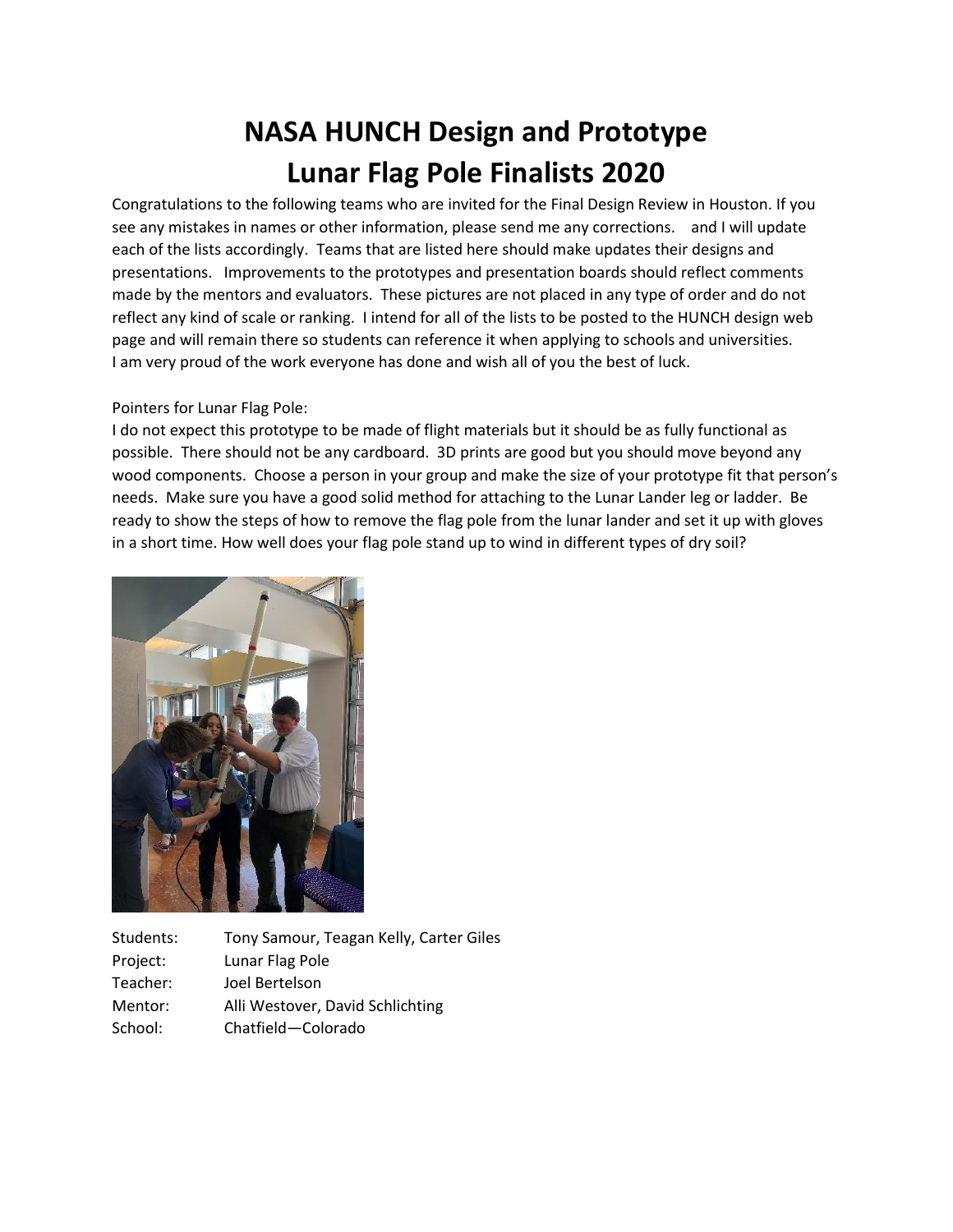# NASA HUNCH Design and Prototype
# Lunar Flag Pole Finalists 2020

Congratulations to the following teams who are invited for the Final Design Review in Houston. If you see any mistakes in names or other information, please send me any corrections. and I will update each of the lists accordingly. Teams that are listed here should make updates their designs and presentations. Improvements to the prototypes and presentation boards should reflect comments made by the mentors and evaluators. These pictures are not placed in any type of order and do not reflect any kind of scale or ranking. I intend for all of the lists to be posted to the HUNCH design web page and will remain there so students can reference it when applying to schools and universities. I am very proud of the work everyone has done and wish all of you the best of luck.

Pointers for Lunar Flag Pole:
I do not expect this prototype to be made of flight materials but it should be as fully functional as possible. There should not be any cardboard. 3D prints are good but you should move beyond any wood components. Choose a person in your group and make the size of your prototype fit that person's needs. Make sure you have a good solid method for attaching to the Lunar Lander leg or ladder. Be ready to show the steps of how to remove the flag pole from the lunar lander and set it up with gloves in a short time. How well does your flag pole stand up to wind in different types of dry soil?

Students: Tony Samour, Teagan Kelly, Carter Giles
Project: Lunar Flag Pole
Teacher: Joel Bertelson
Mentor: Alli Westover, David Schlichting
School: Chatfield—Colorado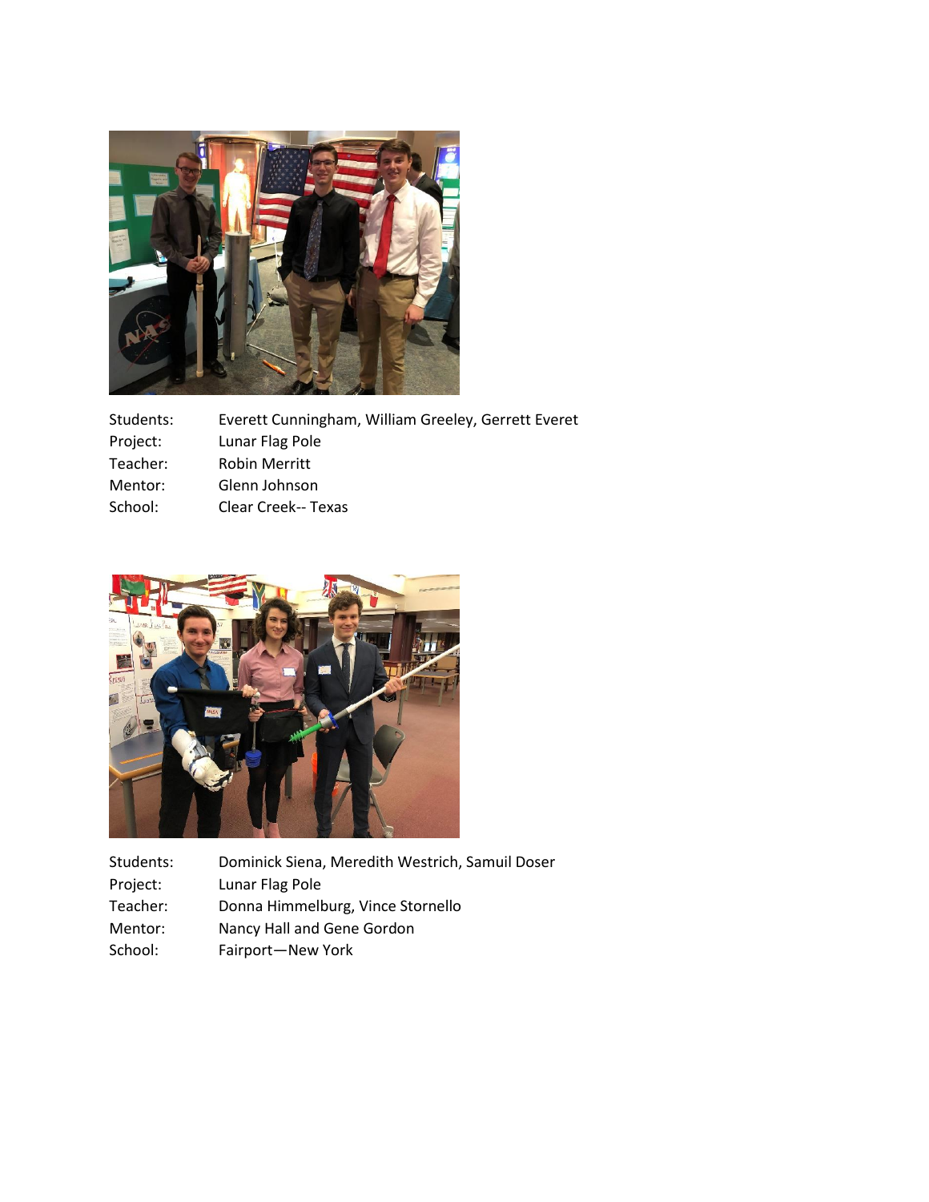Students: Everett Cunningham, William Greeley, Gerrett Everet
Project: Lunar Flag Pole
Teacher: Robin Merritt
Mentor: Glenn Johnson
School: Clear Creek-- Texas

Students: Dominick Siena, Meredith Westrich, Samuil Doser
Project: Lunar Flag Pole
Teacher: Donna Himmelburg, Vince Stornello
Mentor: Nancy Hall and Gene Gordon
School: Fairport—New York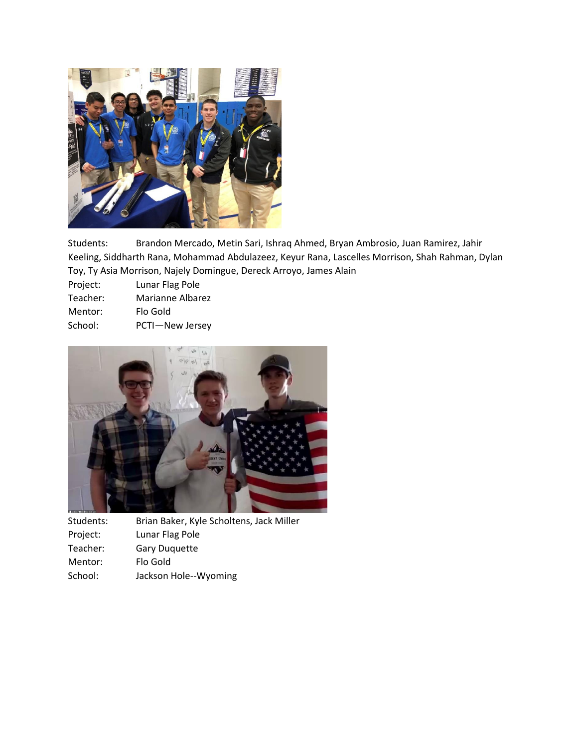Students: Brandon Mercado, Metin Sari, Ishraq Ahmed, Bryan Ambrosio, Juan Ramirez, Jahir Keeling, Siddharth Rana, Mohammad Abdulazeez, Keyur Rana, Lascelles Morrison, Shah Rahman, Dylan Toy, Ty Asia Morrison, Najely Domingue, Dereck Arroyo, James Alain

Project: Lunar Flag Pole

Teacher: Marianne Albarez

Mentor: Flo Gold

School: PCTI—New Jersey

Students: Brian Baker, Kyle Scholtens, Jack Miller

Project: Lunar Flag Pole

Teacher: Gary Duquette

Mentor: Flo Gold

School: Jackson Hole--Wyoming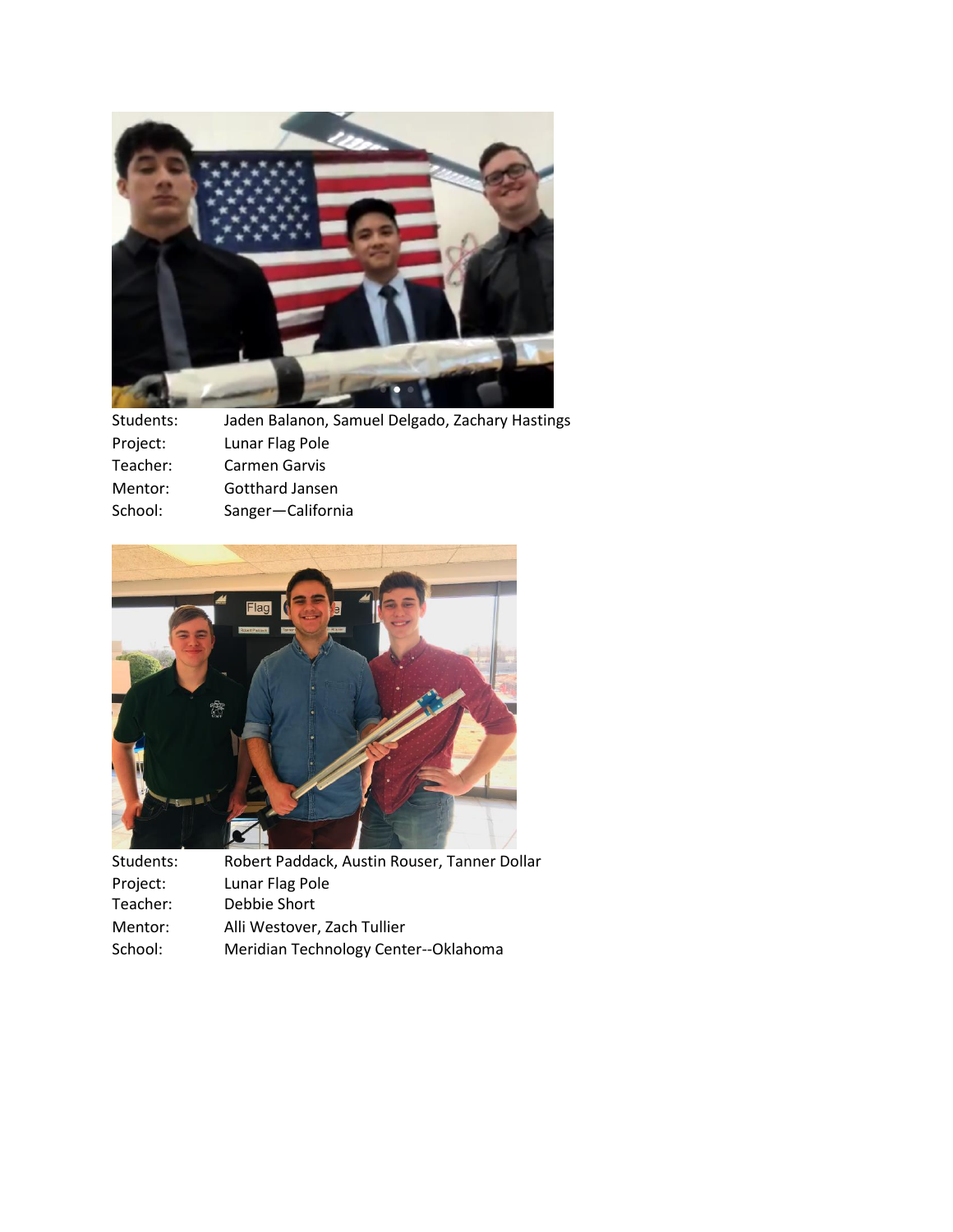| | |
|---|---|
| Students: | Jaden Balanon, Samuel Delgado, Zachary Hastings |
| Project: | Lunar Flag Pole |
| Teacher: | Carmen Garvis |
| Mentor: | Gotthard Jansen |
| School: | Sanger—California |

| | |
|---|---|
| Students: | Robert Paddack, Austin Rouser, Tanner Dollar |
| Project: | Lunar Flag Pole |
| Teacher: | Debbie Short |
| Mentor: | Alli Westover, Zach Tullier |
| School: | Meridian Technology Center--Oklahoma |